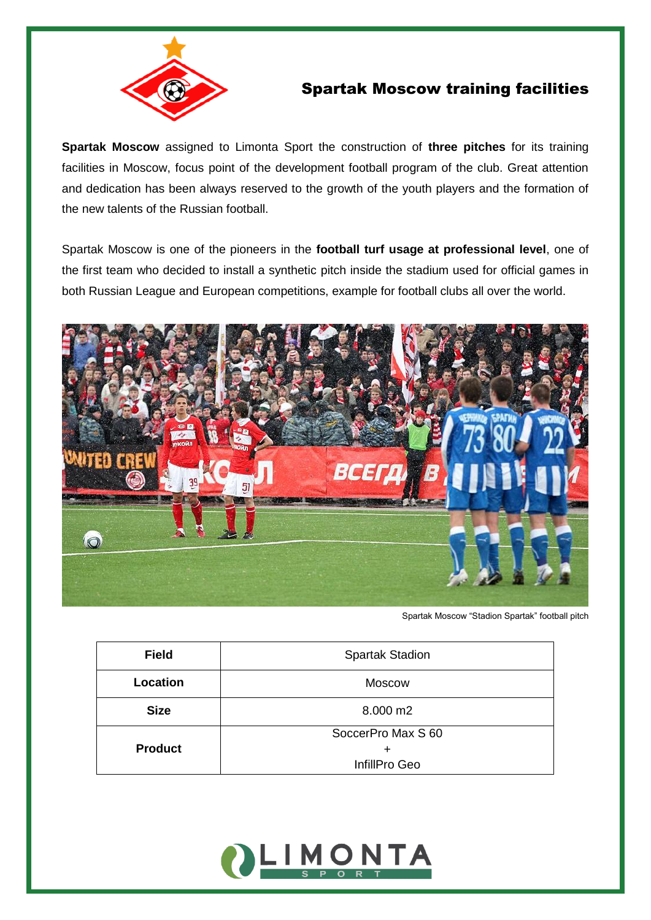# Spartak Moscow training facilities

**Spartak Moscow** assigned to Limonta Sport the construction of **three pitches** for its training facilities in Moscow, focus point of the development football program of the club. Great attention and dedication has been always reserved to the growth of the youth players and the formation of the new talents of the Russian football.

Spartak Moscow is one of the pioneers in the **football turf usage at professional level**, one of the first team who decided to install a synthetic pitch inside the stadium used for official games in both Russian League and European competitions, example for football clubs all over the world.

Spartak Moscow "Stadion Spartak" football pitch

| **Field** | Spartak Stadion |
|---|---|
| **Location** | Moscow |
| **Size** | 8.000 m2 |
| **Product** | SoccerPro Max S 60 + InfillPro Geo |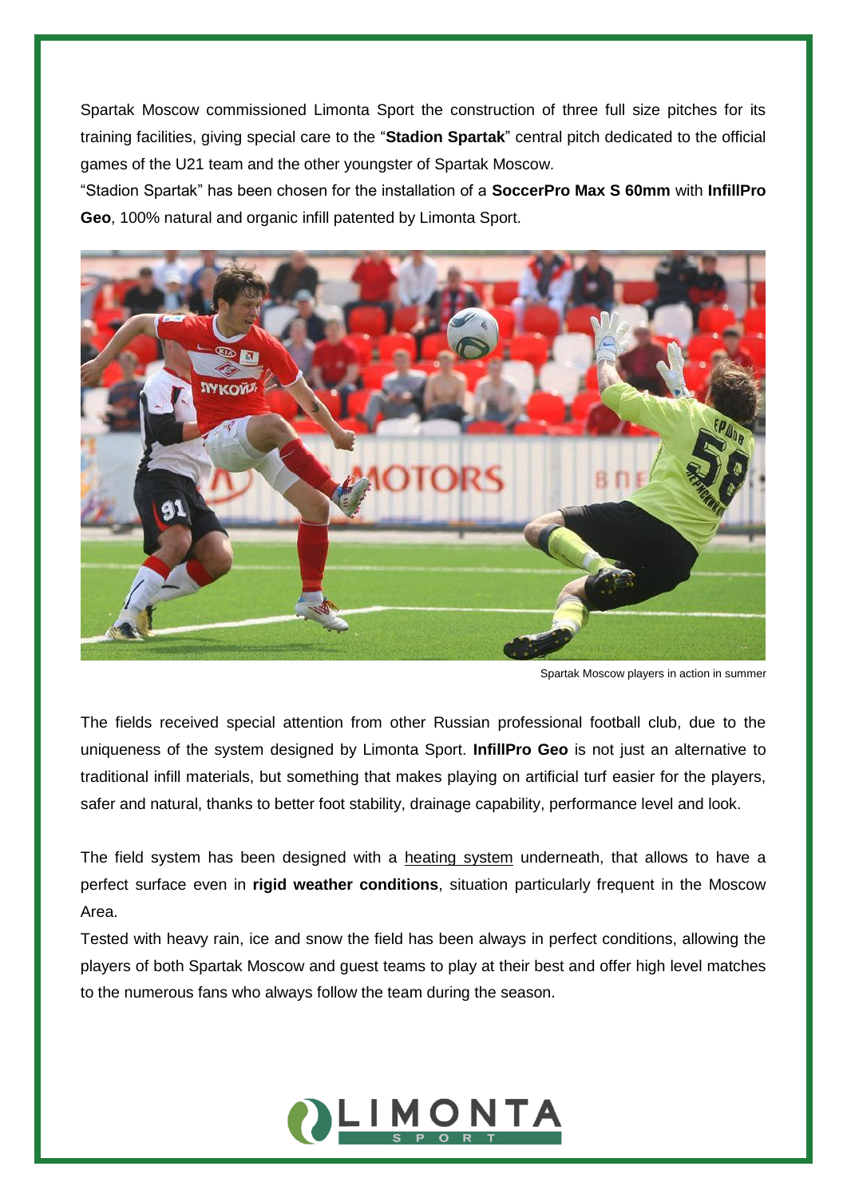Spartak Moscow commissioned Limonta Sport the construction of three full size pitches for its training facilities, giving special care to the "**Stadion Spartak**" central pitch dedicated to the official games of the U21 team and the other youngster of Spartak Moscow.

"Stadion Spartak" has been chosen for the installation of a **SoccerPro Max S 60mm** with **InfillPro Geo**, 100% natural and organic infill patented by Limonta Sport.

Spartak Moscow players in action in summer

The fields received special attention from other Russian professional football club, due to the uniqueness of the system designed by Limonta Sport. **InfillPro Geo** is not just an alternative to traditional infill materials, but something that makes playing on artificial turf easier for the players, safer and natural, thanks to better foot stability, drainage capability, performance level and look.

The field system has been designed with a heating system underneath, that allows to have a perfect surface even in **rigid weather conditions**, situation particularly frequent in the Moscow Area.

Tested with heavy rain, ice and snow the field has been always in perfect conditions, allowing the players of both Spartak Moscow and guest teams to play at their best and offer high level matches to the numerous fans who always follow the team during the season.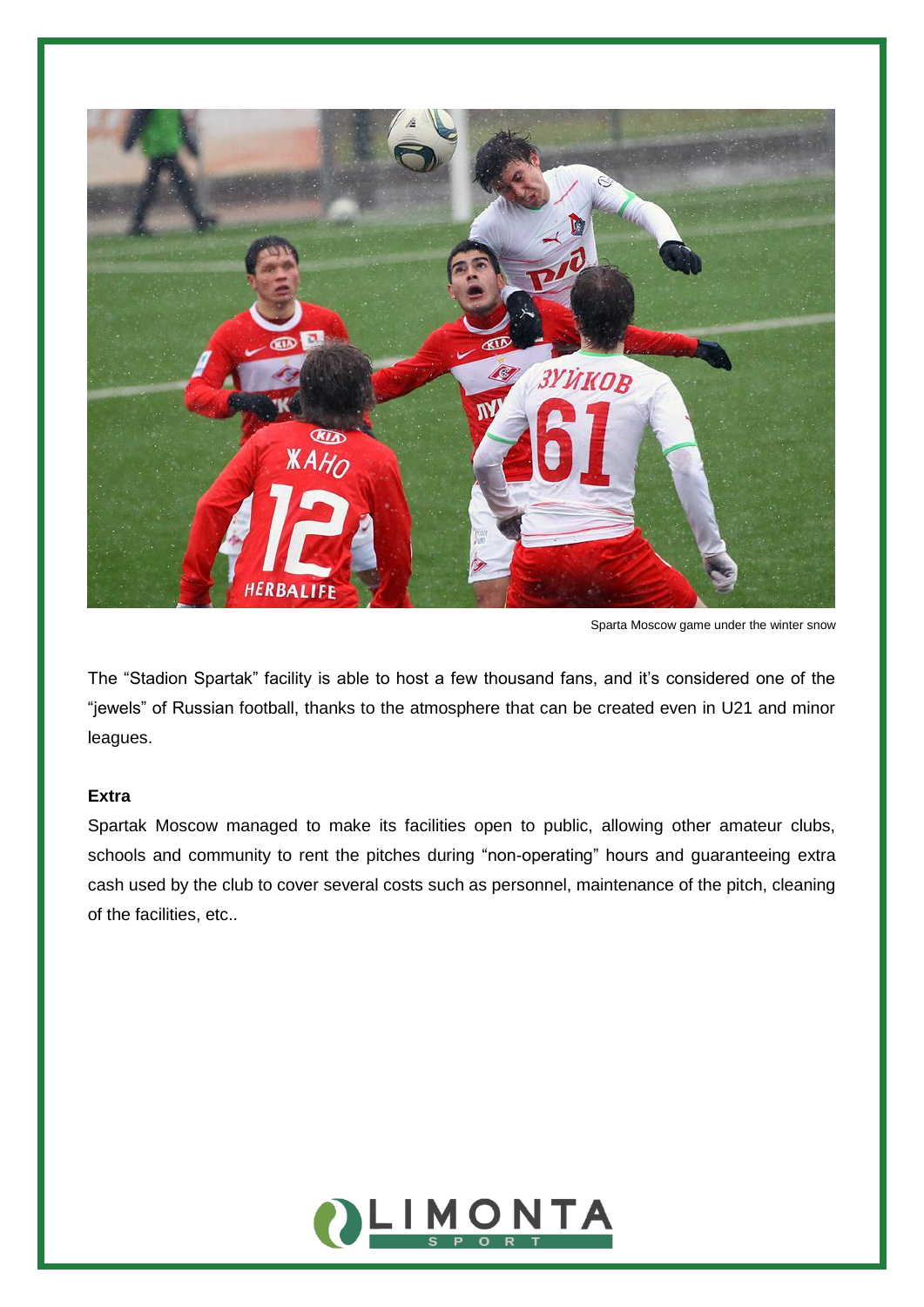Sparta Moscow game under the winter snow

The "Stadion Spartak" facility is able to host a few thousand fans, and it's considered one of the "jewels" of Russian football, thanks to the atmosphere that can be created even in U21 and minor leagues.

**Extra**

Spartak Moscow managed to make its facilities open to public, allowing other amateur clubs, schools and community to rent the pitches during "non-operating" hours and guaranteeing extra cash used by the club to cover several costs such as personnel, maintenance of the pitch, cleaning of the facilities, etc..